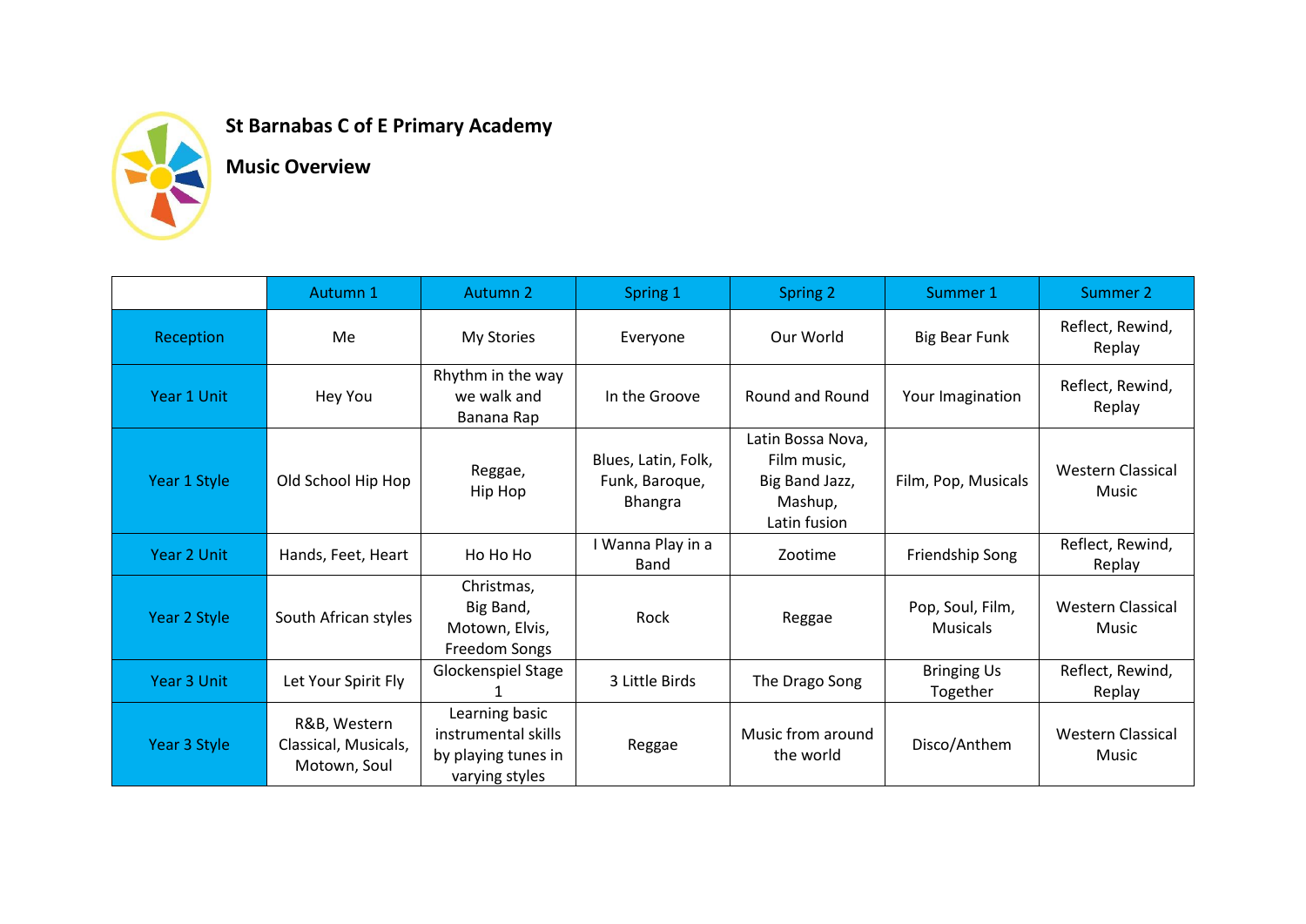# St Barnabas C of E Primary Academy

## Music Overview

| | Autumn 1 | Autumn 2 | Spring 1 | Spring 2 | Summer 1 | Summer 2 |
|---|---|---|---|---|---|---|
| Reception | Me | My Stories | Everyone | Our World | Big Bear Funk | Reflect, Rewind, Replay |
| Year 1 Unit | Hey You | Rhythm in the way we walk and Banana Rap | In the Groove | Round and Round | Your Imagination | Reflect, Rewind, Replay |
| Year 1 Style | Old School Hip Hop | Reggae, Hip Hop | Blues, Latin, Folk, Funk, Baroque, Bhangra | Latin Bossa Nova, Film music, Big Band Jazz, Mashup, Latin fusion | Film, Pop, Musicals | Western Classical Music |
| Year 2 Unit | Hands, Feet, Heart | Ho Ho Ho | I Wanna Play in a Band | Zootime | Friendship Song | Reflect, Rewind, Replay |
| Year 2 Style | South African styles | Christmas, Big Band, Motown, Elvis, Freedom Songs | Rock | Reggae | Pop, Soul, Film, Musicals | Western Classical Music |
| Year 3 Unit | Let Your Spirit Fly | Glockenspiel Stage 1 | 3 Little Birds | The Drago Song | Bringing Us Together | Reflect, Rewind, Replay |
| Year 3 Style | R&B, Western Classical, Musicals, Motown, Soul | Learning basic instrumental skills by playing tunes in varying styles | Reggae | Music from around the world | Disco/Anthem | Western Classical Music |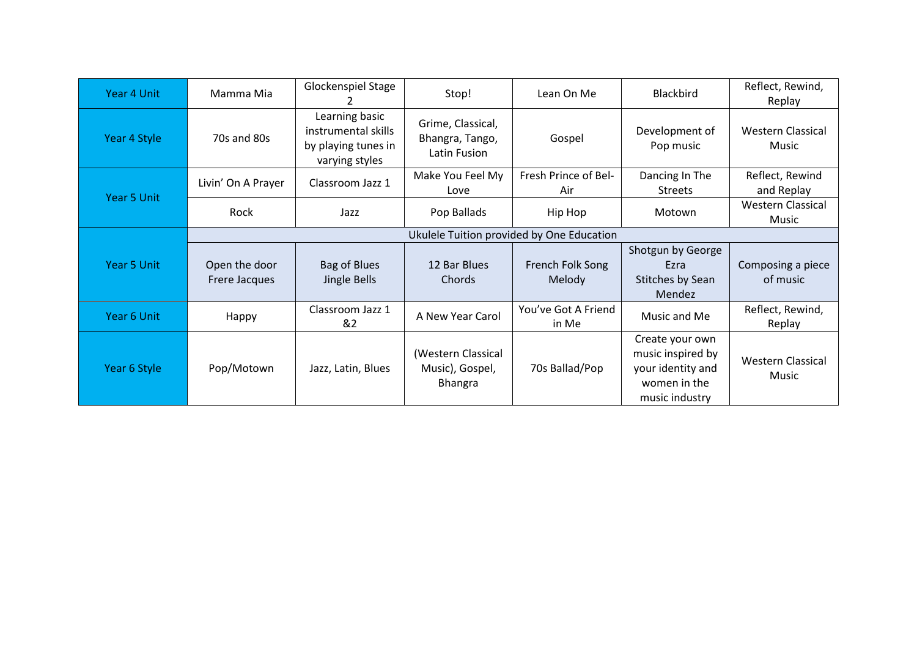| | | | | | | |
|---|---|---|---|---|---|---|
| Year 4 Unit | Mamma Mia | Glockenspiel Stage 2 | Stop! | Lean On Me | Blackbird | Reflect, Rewind, Replay |
| Year 4 Style | 70s and 80s | Learning basic instrumental skills by playing tunes in varying styles | Grime, Classical, Bhangra, Tango, Latin Fusion | Gospel | Development of Pop music | Western Classical Music |
| Year 5 Unit | Livin' On A Prayer | Classroom Jazz 1 | Make You Feel My Love | Fresh Prince of Bel-Air | Dancing In The Streets | Reflect, Rewind and Replay |
| | Rock | Jazz | Pop Ballads | Hip Hop | Motown | Western Classical Music |
| Year 5 Unit | Ukulele Tuition provided by One Education | | | | | |
| | Open the door Frere Jacques | Bag of Blues Jingle Bells | 12 Bar Blues Chords | French Folk Song Melody | Shotgun by George Ezra Stitches by Sean Mendez | Composing a piece of music |
| Year 6 Unit | Happy | Classroom Jazz 1 &2 | A New Year Carol | You've Got A Friend in Me | Music and Me | Reflect, Rewind, Replay |
| Year 6 Style | Pop/Motown | Jazz, Latin, Blues | (Western Classical Music), Gospel, Bhangra | 70s Ballad/Pop | Create your own music inspired by your identity and women in the music industry | Western Classical Music |